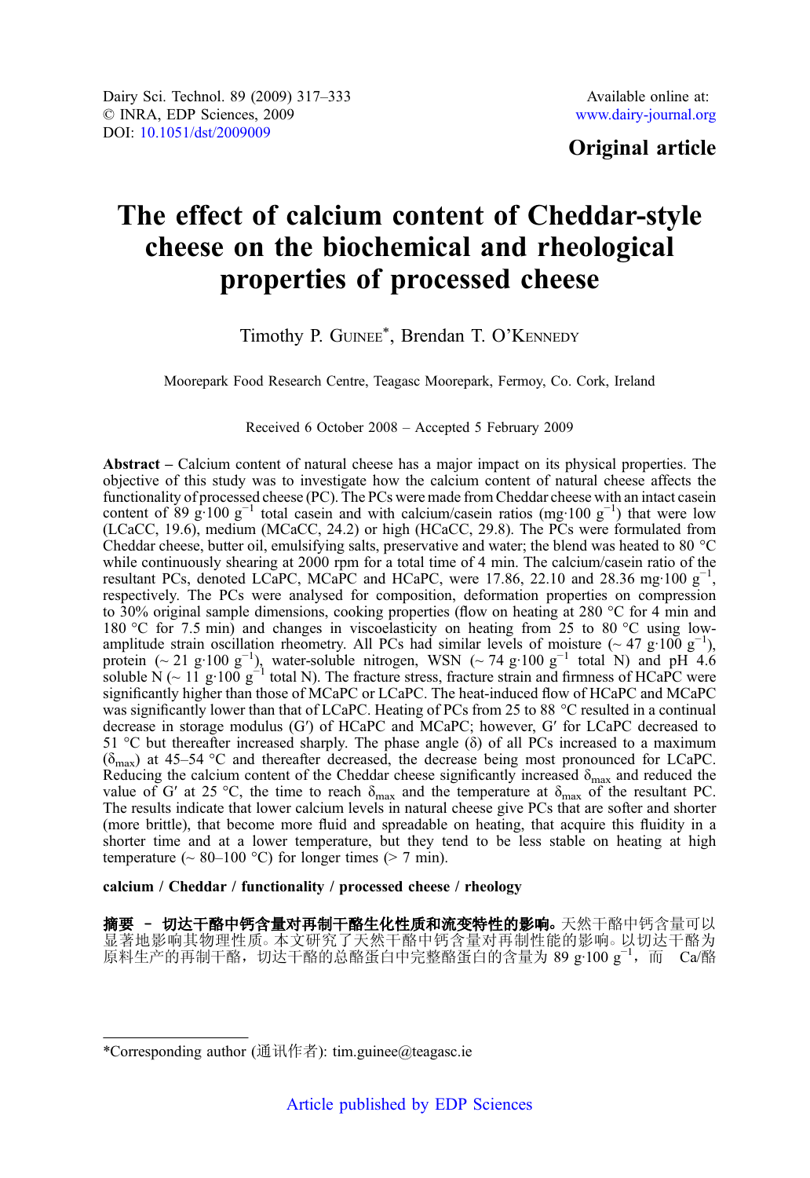Dairy Sci. Technol. 89 (2009) 317–333
© INRA, EDP Sciences, 2009
DOI: 10.1051/dst/2009009

Available online at:
www.dairy-journal.org

**Original article**

# The effect of calcium content of Cheddar-style cheese on the biochemical and rheological properties of processed cheese

Timothy P. GUINEE*, Brendan T. O'KENNEDY

Moorepark Food Research Centre, Teagasc Moorepark, Fermoy, Co. Cork, Ireland

Received 6 October 2008 – Accepted 5 February 2009

**Abstract** – Calcium content of natural cheese has a major impact on its physical properties. The objective of this study was to investigate how the calcium content of natural cheese affects the functionality of processed cheese (PC). The PCs were made from Cheddar cheese with an intact casein content of 89 $g \cdot 100\ g^{-1}$ total casein and with calcium/casein ratios ($mg \cdot 100\ g^{-1}$) that were low (LCaCC, 19.6), medium (MCaCC, 24.2) or high (HCaCC, 29.8). The PCs were formulated from Cheddar cheese, butter oil, emulsifying salts, preservative and water; the blend was heated to 80 °C while continuously shearing at 2000 rpm for a total time of 4 min. The calcium/casein ratio of the resultant PCs, denoted LCaPC, MCaPC and HCaPC, were 17.86, 22.10 and 28.36 $mg \cdot 100\ g^{-1}$, respectively. The PCs were analysed for composition, deformation properties on compression to 30% original sample dimensions, cooking properties (flow on heating at 280 °C for 4 min and 180 °C for 7.5 min) and changes in viscoelasticity on heating from 25 to 80 °C using low-amplitude strain oscillation rheometry. All PCs had similar levels of moisture (~ 47 $g \cdot 100\ g^{-1}$), protein (~ 21 $g \cdot 100\ g^{-1}$), water-soluble nitrogen, WSN (~ 74 $g \cdot 100\ g^{-1}$ total N) and pH 4.6 soluble N (~ 11 $g \cdot 100\ g^{-1}$ total N). The fracture stress, fracture strain and firmness of HCaPC were significantly higher than those of MCaPC or LCaPC. The heat-induced flow of HCaPC and MCaPC was significantly lower than that of LCaPC. Heating of PCs from 25 to 88 °C resulted in a continual decrease in storage modulus (G′) of HCaPC and MCaPC; however, G′ for LCaPC decreased to 51 °C but thereafter increased sharply. The phase angle (δ) of all PCs increased to a maximum ($\delta_{max}$) at 45–54 °C and thereafter decreased, the decrease being most pronounced for LCaPC. Reducing the calcium content of the Cheddar cheese significantly increased $\delta_{max}$ and reduced the value of G′ at 25 °C, the time to reach $\delta_{max}$ and the temperature at $\delta_{max}$ of the resultant PC. The results indicate that lower calcium levels in natural cheese give PCs that are softer and shorter (more brittle), that become more fluid and spreadable on heating, that acquire this fluidity in a shorter time and at a lower temperature, but they tend to be less stable on heating at high temperature (~ 80–100 °C) for longer times (> 7 min).

**calcium / Cheddar / functionality / processed cheese / rheology**

**摘要 – 切达干酪中钙含量对再制干酪生化性质和流变特性的影响。**天然干酪中钙含量可以显著地影响其物理性质。本文研究了天然干酪中钙含量对再制性能的影响。以切达干酪为原料生产的再制干酪，切达干酪的总酪蛋白中完整酪蛋白的含量为 89 $g \cdot 100\ g^{-1}$，而 Ca/酪

*Corresponding author (通讯作者): tim.guinee@teagasc.ie

Article published by EDP Sciences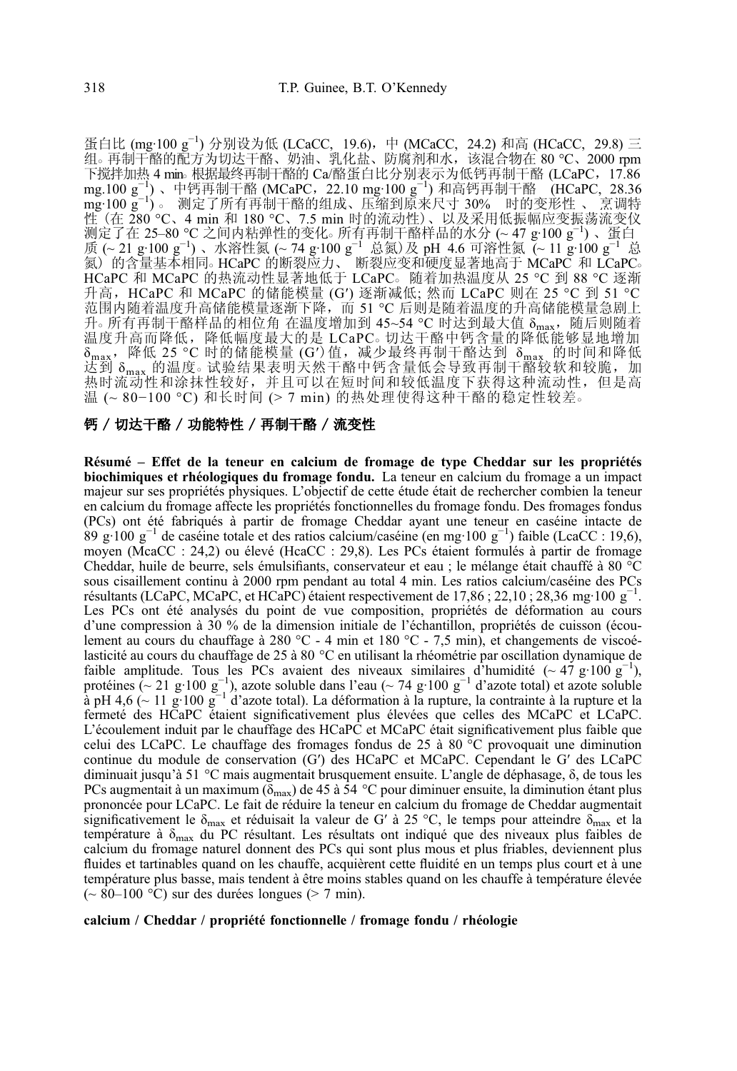蛋白比 (mg·100 g$^{-1}$) 分别设为低 (LCaCC, 19.6)，中 (MCaCC, 24.2) 和高 (HCaCC, 29.8) 三组。再制干酪的配方为切达干酪、奶油、乳化盐、防腐剂和水，该混合物在 80 °C、2000 rpm 下搅拌加热 4 min。根据最终再制干酪的 Ca/酪蛋白比分别表示为低钙再制干酪 (LCaPC，17.86 mg.100 g$^{-1}$) 、中钙再制干酪 (MCaPC，22.10 mg·100 g$^{-1}$) 和高钙再制干酪 (HCaPC, 28.36 mg·100 g$^{-1}$) 。测定了所有再制干酪的组成、压缩到原来尺寸 30% 时的变形性 、烹调特性（在 280 °C、4 min 和 180 °C、7.5 min 时的流动性）、以及采用低振幅应变振荡流变仪测定了在 25–80 °C 之间内粘弹性的变化。所有再制干酪样品的水分 (~ 47 g·100 g$^{-1}$) 、蛋白质 (~ 21 g·100 g$^{-1}$) 、水溶性氮 (~ 74 g·100 g$^{-1}$ 总氮)及 pH 4.6 可溶性氮 (~ 11 g·100 g$^{-1}$ 总氮）的含量基本相同。HCaPC 的断裂应力、 断裂应变和硬度显著地高于 MCaPC 和 LCaPC。HCaPC 和 MCaPC 的热流动性显著地低于 LCaPC。随着加热温度从 25 °C 到 88 °C 逐渐升高，HCaPC 和 MCaPC 的储能模量 (G′) 逐渐减低; 然而 LCaPC 则在 25 °C 到 51 °C 范围内随着温度升高储能模量逐渐下降，而 51 °C 后则是随着温度的升高储能模量急剧上升。所有再制干酪样品的相位角 在温度增加到 45~54 °C 时达到最大值 $\delta_{max}$，随后则随着温度升高而降低，降低幅度最大的是 LCaPC。切达干酪中钙含量的降低能够显地增加 $\delta_{max}$，降低 25 °C 时的储能模量 (G′)值，减少最终再制干酪达到 $\delta_{max}$ 的时间和降低达到 $\delta_{max}$ 的温度。试验结果表明天然干酪中钙含量低会导致再制干酪较软和较脆，加热时流动性和涂抹性较好，并且可以在短时间和较低温度下获得这种流动性，但是高温 (~ 80−100 °C) 和长时间 (> 7 min) 的热处理使得这种干酪的稳定性较差。

**钙 / 切达干酪 / 功能特性 / 再制干酪 / 流变性**

**Résumé – Effet de la teneur en calcium de fromage de type Cheddar sur les propriétés biochimiques et rhéologiques du fromage fondu.** La teneur en calcium du fromage a un impact majeur sur ses propriétés physiques. L'objectif de cette étude était de rechercher combien la teneur en calcium du fromage affecte les propriétés fonctionnelles du fromage fondu. Des fromages fondus (PCs) ont été fabriqués à partir de fromage Cheddar ayant une teneur en caséine intacte de 89 g·100 g$^{-1}$ de caséine totale et des ratios calcium/caséine (en mg·100 g$^{-1}$) faible (LcaCC : 19,6), moyen (McaCC : 24,2) ou élevé (HcaCC : 29,8). Les PCs étaient formulés à partir de fromage Cheddar, huile de beurre, sels émulsifiants, conservateur et eau ; le mélange était chauffé à 80 °C sous cisaillement continu à 2000 rpm pendant au total 4 min. Les ratios calcium/caséine des PCs résultants (LCaPC, MCaPC, et HCaPC) étaient respectivement de 17,86 ; 22,10 ; 28,36 mg·100 g$^{-1}$. Les PCs ont été analysés du point de vue composition, propriétés de déformation au cours d'une compression à 30 % de la dimension initiale de l'échantillon, propriétés de cuisson (écoulement au cours du chauffage à 280 °C - 4 min et 180 °C - 7,5 min), et changements de viscoélasticité au cours du chauffage de 25 à 80 °C en utilisant la rhéométrie par oscillation dynamique de faible amplitude. Tous les PCs avaient des niveaux similaires d'humidité (~ 47 g·100 g$^{-1}$), protéines (~ 21 g·100 g$^{-1}$), azote soluble dans l'eau (~ 74 g·100 g$^{-1}$ d'azote total) et azote soluble à pH 4,6 (~ 11 g·100 g$^{-1}$ d'azote total). La déformation à la rupture, la contrainte à la rupture et la fermeté des HCaPC étaient significativement plus élevées que celles des MCaPC et LCaPC. L'écoulement induit par le chauffage des HCaPC et MCaPC était significativement plus faible que celui des LCaPC. Le chauffage des fromages fondus de 25 à 80 °C provoquait une diminution continue du module de conservation (G′) des HCaPC et MCaPC. Cependant le G′ des LCaPC diminuait jusqu'à 51 °C mais augmentait brusquement ensuite. L'angle de déphasage, δ, de tous les PCs augmentait à un maximum ($\delta_{max}$) de 45 à 54 °C pour diminuer ensuite, la diminution étant plus prononcée pour LCaPC. Le fait de réduire la teneur en calcium du fromage de Cheddar augmentait significativement le $\delta_{max}$ et réduisait la valeur de G′ à 25 °C, le temps pour atteindre $\delta_{max}$ et la température à $\delta_{max}$ du PC résultant. Les résultats ont indiqué que des niveaux plus faibles de calcium du fromage naturel donnent des PCs qui sont plus mous et plus friables, deviennent plus fluides et tartinables quand on les chauffe, acquièrent cette fluidité en un temps plus court et à une température plus basse, mais tendent à être moins stables quand on les chauffe à température élevée (~ 80–100 °C) sur des durées longues (> 7 min).

**calcium / Cheddar / propriété fonctionnelle / fromage fondu / rhéologie**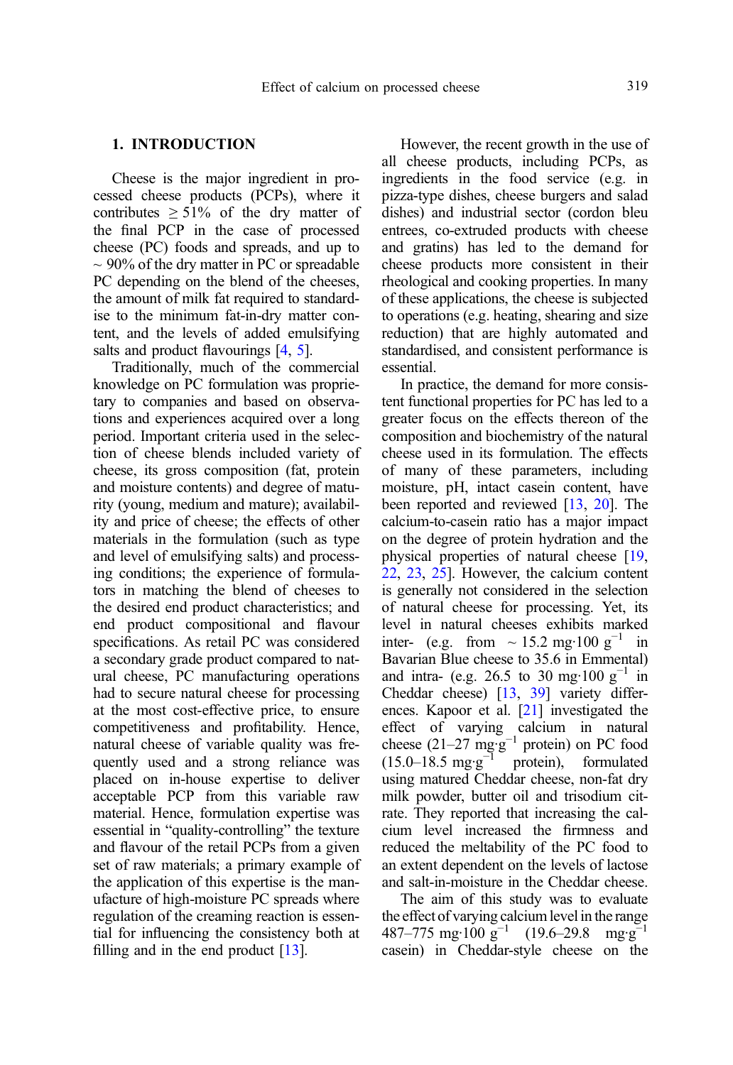## 1. INTRODUCTION

Cheese is the major ingredient in processed cheese products (PCPs), where it contributes ≥ 51% of the dry matter of the final PCP in the case of processed cheese (PC) foods and spreads, and up to ~ 90% of the dry matter in PC or spreadable PC depending on the blend of the cheeses, the amount of milk fat required to standardise to the minimum fat-in-dry matter content, and the levels of added emulsifying salts and product flavourings [4, 5].

Traditionally, much of the commercial knowledge on PC formulation was proprietary to companies and based on observations and experiences acquired over a long period. Important criteria used in the selection of cheese blends included variety of cheese, its gross composition (fat, protein and moisture contents) and degree of maturity (young, medium and mature); availability and price of cheese; the effects of other materials in the formulation (such as type and level of emulsifying salts) and processing conditions; the experience of formulators in matching the blend of cheeses to the desired end product characteristics; and end product compositional and flavour specifications. As retail PC was considered a secondary grade product compared to natural cheese, PC manufacturing operations had to secure natural cheese for processing at the most cost-effective price, to ensure competitiveness and profitability. Hence, natural cheese of variable quality was frequently used and a strong reliance was placed on in-house expertise to deliver acceptable PCP from this variable raw material. Hence, formulation expertise was essential in "quality-controlling" the texture and flavour of the retail PCPs from a given set of raw materials; a primary example of the application of this expertise is the manufacture of high-moisture PC spreads where regulation of the creaming reaction is essential for influencing the consistency both at filling and in the end product [13].

However, the recent growth in the use of all cheese products, including PCPs, as ingredients in the food service (e.g. in pizza-type dishes, cheese burgers and salad dishes) and industrial sector (cordon bleu entrees, co-extruded products with cheese and gratins) has led to the demand for cheese products more consistent in their rheological and cooking properties. In many of these applications, the cheese is subjected to operations (e.g. heating, shearing and size reduction) that are highly automated and standardised, and consistent performance is essential.

In practice, the demand for more consistent functional properties for PC has led to a greater focus on the effects thereon of the composition and biochemistry of the natural cheese used in its formulation. The effects of many of these parameters, including moisture, pH, intact casein content, have been reported and reviewed [13, 20]. The calcium-to-casein ratio has a major impact on the degree of protein hydration and the physical properties of natural cheese [19, 22, 23, 25]. However, the calcium content is generally not considered in the selection of natural cheese for processing. Yet, its level in natural cheeses exhibits marked inter- (e.g. from ~ 15.2 $mg \cdot 100\ g^{-1}$ in Bavarian Blue cheese to 35.6 in Emmental) and intra- (e.g. 26.5 to 30 $mg \cdot 100\ g^{-1}$ in Cheddar cheese) [13, 39] variety differences. Kapoor et al. [21] investigated the effect of varying calcium in natural cheese (21–27 $mg \cdot g^{-1}$ protein) on PC food (15.0–18.5 $mg \cdot g^{-1}$ protein), formulated using matured Cheddar cheese, non-fat dry milk powder, butter oil and trisodium citrate. They reported that increasing the calcium level increased the firmness and reduced the meltability of the PC food to an extent dependent on the levels of lactose and salt-in-moisture in the Cheddar cheese.

The aim of this study was to evaluate the effect of varying calcium level in the range 487–775 $mg \cdot 100\ g^{-1}$ (19.6–29.8 $mg \cdot g^{-1}$ casein) in Cheddar-style cheese on the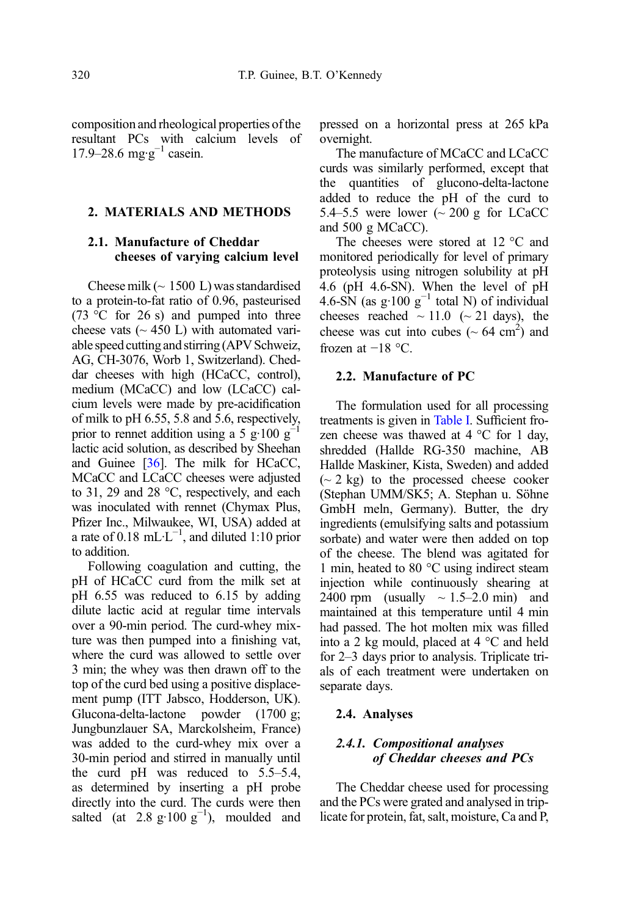composition and rheological properties of the resultant PCs with calcium levels of 17.9–28.6 mg·g$^{-1}$ casein.

## 2. MATERIALS AND METHODS

### 2.1. Manufacture of Cheddar cheeses of varying calcium level

Cheese milk (~ 1500 L) was standardised to a protein-to-fat ratio of 0.96, pasteurised (73 °C for 26 s) and pumped into three cheese vats (~ 450 L) with automated variable speed cutting and stirring (APV Schweiz, AG, CH-3076, Worb 1, Switzerland). Cheddar cheeses with high (HCaCC, control), medium (MCaCC) and low (LCaCC) calcium levels were made by pre-acidification of milk to pH 6.55, 5.8 and 5.6, respectively, prior to rennet addition using a 5 g·100 g$^{-1}$ lactic acid solution, as described by Sheehan and Guinee [36]. The milk for HCaCC, MCaCC and LCaCC cheeses were adjusted to 31, 29 and 28 °C, respectively, and each was inoculated with rennet (Chymax Plus, Pfizer Inc., Milwaukee, WI, USA) added at a rate of 0.18 mL·L$^{-1}$, and diluted 1:10 prior to addition.

Following coagulation and cutting, the pH of HCaCC curd from the milk set at pH 6.55 was reduced to 6.15 by adding dilute lactic acid at regular time intervals over a 90-min period. The curd-whey mixture was then pumped into a finishing vat, where the curd was allowed to settle over 3 min; the whey was then drawn off to the top of the curd bed using a positive displacement pump (ITT Jabsco, Hodderson, UK). Glucona-delta-lactone powder (1700 g; Jungbunzlauer SA, Marckolsheim, France) was added to the curd-whey mix over a 30-min period and stirred in manually until the curd pH was reduced to 5.5–5.4, as determined by inserting a pH probe directly into the curd. The curds were then salted (at 2.8 g·100 g$^{-1}$), moulded and pressed on a horizontal press at 265 kPa overnight.

The manufacture of MCaCC and LCaCC curds was similarly performed, except that the quantities of glucono-delta-lactone added to reduce the pH of the curd to 5.4–5.5 were lower (~ 200 g for LCaCC and 500 g MCaCC).

The cheeses were stored at 12 °C and monitored periodically for level of primary proteolysis using nitrogen solubility at pH 4.6 (pH 4.6-SN). When the level of pH 4.6-SN (as g·100 g$^{-1}$ total N) of individual cheeses reached ~ 11.0 (~ 21 days), the cheese was cut into cubes (~ 64 cm$^2$) and frozen at −18 °C.

### 2.2. Manufacture of PC

The formulation used for all processing treatments is given in Table I. Sufficient frozen cheese was thawed at 4 °C for 1 day, shredded (Hallde RG-350 machine, AB Hallde Maskiner, Kista, Sweden) and added (~ 2 kg) to the processed cheese cooker (Stephan UMM/SK5; A. Stephan u. Söhne GmbH meln, Germany). Butter, the dry ingredients (emulsifying salts and potassium sorbate) and water were then added on top of the cheese. The blend was agitated for 1 min, heated to 80 °C using indirect steam injection while continuously shearing at 2400 rpm (usually ~ 1.5–2.0 min) and maintained at this temperature until 4 min had passed. The hot molten mix was filled into a 2 kg mould, placed at 4 °C and held for 2–3 days prior to analysis. Triplicate trials of each treatment were undertaken on separate days.

### 2.4. Analyses

#### *2.4.1. Compositional analyses of Cheddar cheeses and PCs*

The Cheddar cheese used for processing and the PCs were grated and analysed in triplicate for protein, fat, salt, moisture, Ca and P,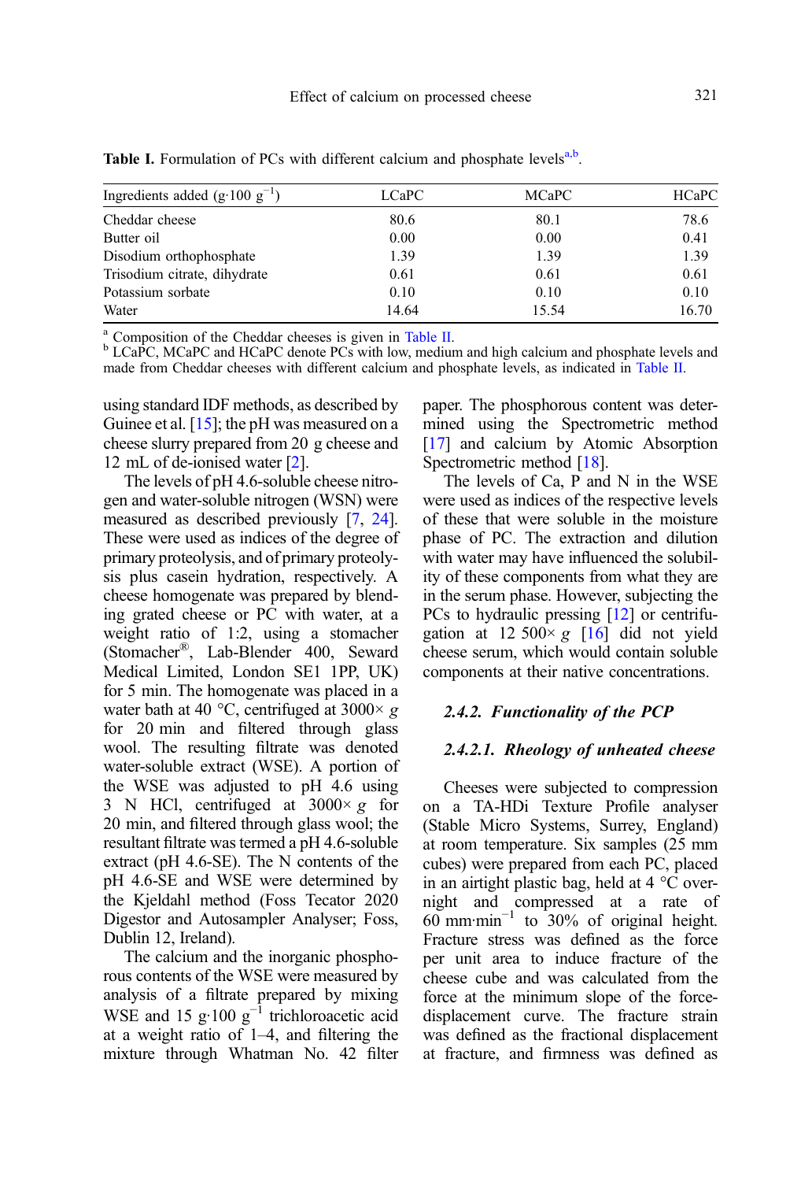**Table I.** Formulation of PCs with different calcium and phosphate levels[a,b].

| Ingredients added (g·100 $g^{-1}$) | LCaPC | MCaPC | HCaPC |
|---|---|---|---|
| Cheddar cheese | 80.6 | 80.1 | 78.6 |
| Butter oil | 0.00 | 0.00 | 0.41 |
| Disodium orthophosphate | 1.39 | 1.39 | 1.39 |
| Trisodium citrate, dihydrate | 0.61 | 0.61 | 0.61 |
| Potassium sorbate | 0.10 | 0.10 | 0.10 |
| Water | 14.64 | 15.54 | 16.70 |

[a] Composition of the Cheddar cheeses is given in Table II.
[b] LCaPC, MCaPC and HCaPC denote PCs with low, medium and high calcium and phosphate levels and made from Cheddar cheeses with different calcium and phosphate levels, as indicated in Table II.

using standard IDF methods, as described by Guinee et al. [15]; the pH was measured on a cheese slurry prepared from 20 g cheese and 12 mL of de-ionised water [2].

The levels of pH 4.6-soluble cheese nitrogen and water-soluble nitrogen (WSN) were measured as described previously [7, 24]. These were used as indices of the degree of primary proteolysis, and of primary proteolysis plus casein hydration, respectively. A cheese homogenate was prepared by blending grated cheese or PC with water, at a weight ratio of 1:2, using a stomacher (Stomacher®, Lab-Blender 400, Seward Medical Limited, London SE1 1PP, UK) for 5 min. The homogenate was placed in a water bath at 40 °C, centrifuged at 3000× *g* for 20 min and filtered through glass wool. The resulting filtrate was denoted water-soluble extract (WSE). A portion of the WSE was adjusted to pH 4.6 using 3 N HCl, centrifuged at 3000× *g* for 20 min, and filtered through glass wool; the resultant filtrate was termed a pH 4.6-soluble extract (pH 4.6-SE). The N contents of the pH 4.6-SE and WSE were determined by the Kjeldahl method (Foss Tecator 2020 Digestor and Autosampler Analyser; Foss, Dublin 12, Ireland).

The calcium and the inorganic phosphorous contents of the WSE were measured by analysis of a filtrate prepared by mixing WSE and 15 g·100 $g^{-1}$ trichloroacetic acid at a weight ratio of 1–4, and filtering the mixture through Whatman No. 42 filter paper. The phosphorous content was determined using the Spectrometric method [17] and calcium by Atomic Absorption Spectrometric method [18].

The levels of Ca, P and N in the WSE were used as indices of the respective levels of these that were soluble in the moisture phase of PC. The extraction and dilution with water may have influenced the solubility of these components from what they are in the serum phase. However, subjecting the PCs to hydraulic pressing [12] or centrifugation at 12 500× *g* [16] did not yield cheese serum, which would contain soluble components at their native concentrations.

#### *2.4.2. Functionality of the PCP*

##### *2.4.2.1. Rheology of unheated cheese*

Cheeses were subjected to compression on a TA-HDi Texture Profile analyser (Stable Micro Systems, Surrey, England) at room temperature. Six samples (25 mm cubes) were prepared from each PC, placed in an airtight plastic bag, held at 4 °C overnight and compressed at a rate of 60 mm·$min^{-1}$ to 30% of original height. Fracture stress was defined as the force per unit area to induce fracture of the cheese cube and was calculated from the force at the minimum slope of the force-displacement curve. The fracture strain was defined as the fractional displacement at fracture, and firmness was defined as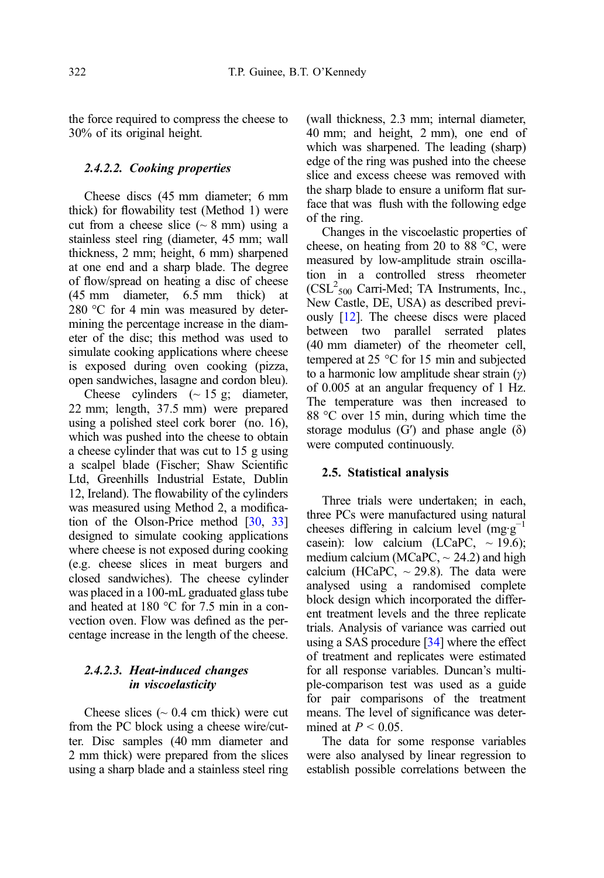the force required to compress the cheese to 30% of its original height.

#### 2.4.2.2. *Cooking properties*

Cheese discs (45 mm diameter; 6 mm thick) for flowability test (Method 1) were cut from a cheese slice (~ 8 mm) using a stainless steel ring (diameter, 45 mm; wall thickness, 2 mm; height, 6 mm) sharpened at one end and a sharp blade. The degree of flow/spread on heating a disc of cheese (45 mm diameter, 6.5 mm thick) at 280 °C for 4 min was measured by determining the percentage increase in the diameter of the disc; this method was used to simulate cooking applications where cheese is exposed during oven cooking (pizza, open sandwiches, lasagne and cordon bleu).

Cheese cylinders (~ 15 g; diameter, 22 mm; length, 37.5 mm) were prepared using a polished steel cork borer (no. 16), which was pushed into the cheese to obtain a cheese cylinder that was cut to 15 g using a scalpel blade (Fischer; Shaw Scientific Ltd, Greenhills Industrial Estate, Dublin 12, Ireland). The flowability of the cylinders was measured using Method 2, a modification of the Olson-Price method [30, 33] designed to simulate cooking applications where cheese is not exposed during cooking (e.g. cheese slices in meat burgers and closed sandwiches). The cheese cylinder was placed in a 100-mL graduated glass tube and heated at 180 °C for 7.5 min in a convection oven. Flow was defined as the percentage increase in the length of the cheese.

#### 2.4.2.3. *Heat-induced changes in viscoelasticity*

Cheese slices (~ 0.4 cm thick) were cut from the PC block using a cheese wire/cutter. Disc samples (40 mm diameter and 2 mm thick) were prepared from the slices using a sharp blade and a stainless steel ring (wall thickness, 2.3 mm; internal diameter, 40 mm; and height, 2 mm), one end of which was sharpened. The leading (sharp) edge of the ring was pushed into the cheese slice and excess cheese was removed with the sharp blade to ensure a uniform flat surface that was flush with the following edge of the ring.

Changes in the viscoelastic properties of cheese, on heating from 20 to 88 °C, were measured by low-amplitude strain oscillation in a controlled stress rheometer ($CSL^2_{500}$ Carri-Med; TA Instruments, Inc., New Castle, DE, USA) as described previously [12]. The cheese discs were placed between two parallel serrated plates (40 mm diameter) of the rheometer cell, tempered at 25 °C for 15 min and subjected to a harmonic low amplitude shear strain ($\gamma$) of 0.005 at an angular frequency of 1 Hz. The temperature was then increased to 88 °C over 15 min, during which time the storage modulus ($G'$) and phase angle ($\delta$) were computed continuously.

### 2.5. Statistical analysis

Three trials were undertaken; in each, three PCs were manufactured using natural cheeses differing in calcium level ($mg \cdot g^{-1}$ casein): low calcium (LCaPC, ~ 19.6); medium calcium (MCaPC, ~ 24.2) and high calcium (HCaPC, ~ 29.8). The data were analysed using a randomised complete block design which incorporated the different treatment levels and the three replicate trials. Analysis of variance was carried out using a SAS procedure [34] where the effect of treatment and replicates were estimated for all response variables. Duncan's multiple-comparison test was used as a guide for pair comparisons of the treatment means. The level of significance was determined at $P < 0.05$.

The data for some response variables were also analysed by linear regression to establish possible correlations between the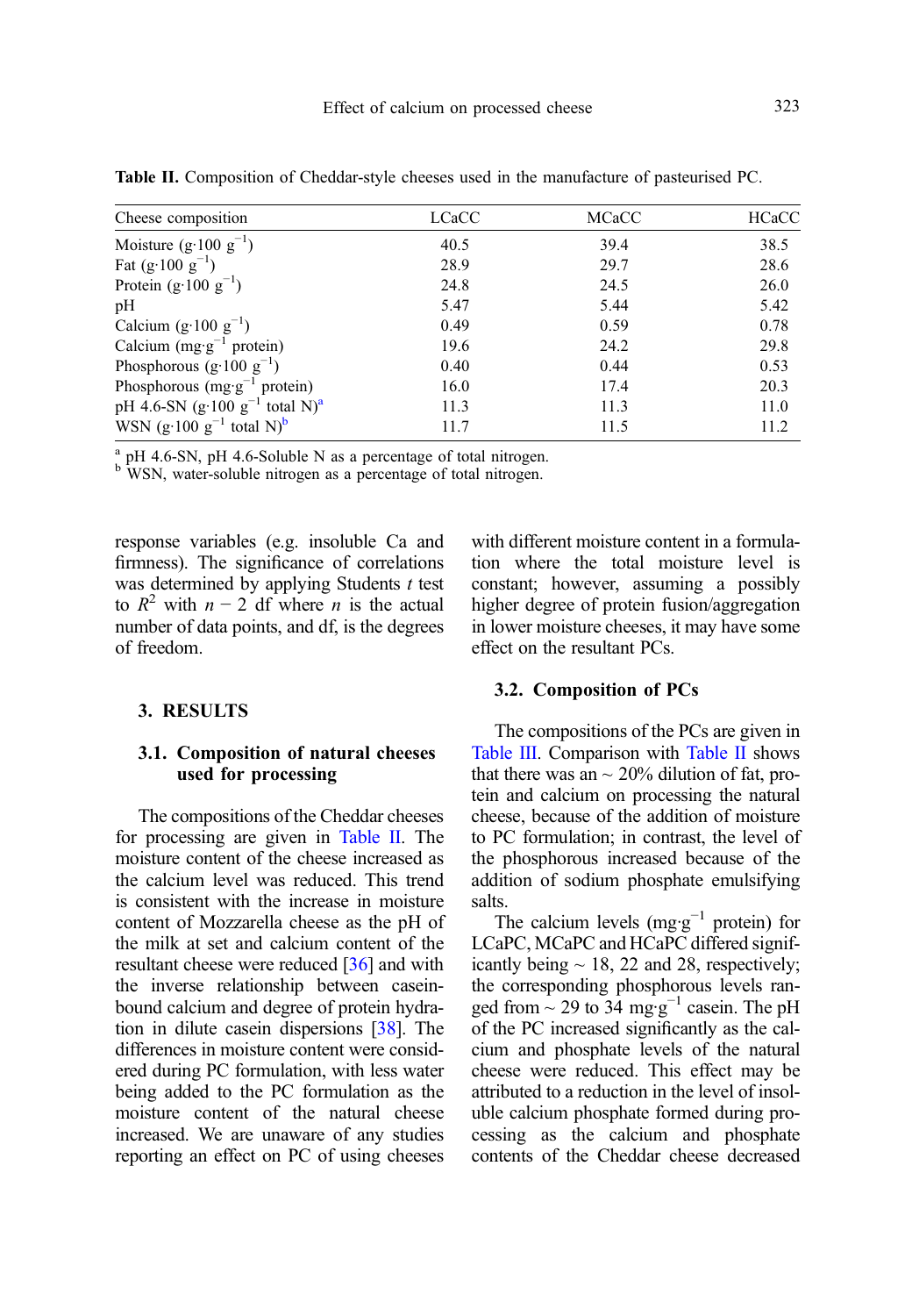**Table II.** Composition of Cheddar-style cheeses used in the manufacture of pasteurised PC.

| Cheese composition | LCaCC | MCaCC | HCaCC |
|---|---|---|---|
| Moisture (g·100 $g^{-1}$) | 40.5 | 39.4 | 38.5 |
| Fat (g·100 $g^{-1}$) | 28.9 | 29.7 | 28.6 |
| Protein (g·100 $g^{-1}$) | 24.8 | 24.5 | 26.0 |
| pH | 5.47 | 5.44 | 5.42 |
| Calcium (g·100 $g^{-1}$) | 0.49 | 0.59 | 0.78 |
| Calcium (mg·$g^{-1}$ protein) | 19.6 | 24.2 | 29.8 |
| Phosphorous (g·100 $g^{-1}$) | 0.40 | 0.44 | 0.53 |
| Phosphorous (mg·$g^{-1}$ protein) | 16.0 | 17.4 | 20.3 |
| pH 4.6-SN (g·100 $g^{-1}$ total N)[a] | 11.3 | 11.3 | 11.0 |
| WSN (g·100 $g^{-1}$ total N)[b] | 11.7 | 11.5 | 11.2 |

[a] pH 4.6-SN, pH 4.6-Soluble N as a percentage of total nitrogen.
[b] WSN, water-soluble nitrogen as a percentage of total nitrogen.

response variables (e.g. insoluble Ca and firmness). The significance of correlations was determined by applying Students *t* test to $R^2$ with $n - 2$ df where *n* is the actual number of data points, and df, is the degrees of freedom.

## 3. RESULTS

### 3.1. Composition of natural cheeses used for processing

The compositions of the Cheddar cheeses for processing are given in Table II. The moisture content of the cheese increased as the calcium level was reduced. This trend is consistent with the increase in moisture content of Mozzarella cheese as the pH of the milk at set and calcium content of the resultant cheese were reduced [36] and with the inverse relationship between casein-bound calcium and degree of protein hydration in dilute casein dispersions [38]. The differences in moisture content were considered during PC formulation, with less water being added to the PC formulation as the moisture content of the natural cheese increased. We are unaware of any studies reporting an effect on PC of using cheeses with different moisture content in a formulation where the total moisture level is constant; however, assuming a possibly higher degree of protein fusion/aggregation in lower moisture cheeses, it may have some effect on the resultant PCs.

### 3.2. Composition of PCs

The compositions of the PCs are given in Table III. Comparison with Table II shows that there was an ~ 20% dilution of fat, protein and calcium on processing the natural cheese, because of the addition of moisture to PC formulation; in contrast, the level of the phosphorous increased because of the addition of sodium phosphate emulsifying salts.

The calcium levels (mg·$g^{-1}$ protein) for LCaPC, MCaPC and HCaPC differed significantly being ~ 18, 22 and 28, respectively; the corresponding phosphorous levels ranged from ~ 29 to 34 mg·$g^{-1}$ casein. The pH of the PC increased significantly as the calcium and phosphate levels of the natural cheese were reduced. This effect may be attributed to a reduction in the level of insoluble calcium phosphate formed during processing as the calcium and phosphate contents of the Cheddar cheese decreased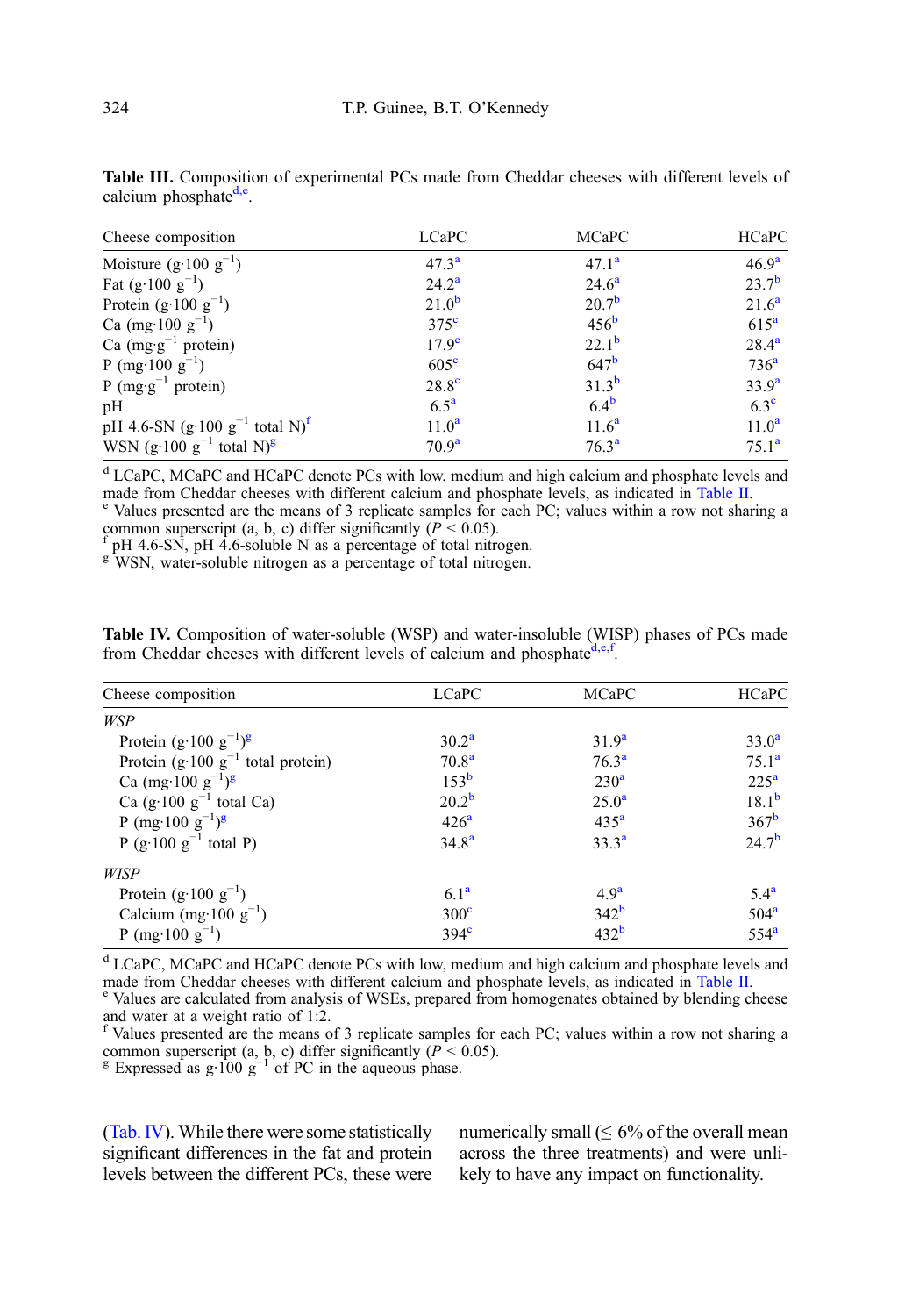**Table III.** Composition of experimental PCs made from Cheddar cheeses with different levels of calcium phosphate[d,e].

| Cheese composition | LCaPC | MCaPC | HCaPC |
|---|---|---|---|
| Moisture ($g \cdot 100\ g^{-1}$) | 47.3[a] | 47.1[a] | 46.9[a] |
| Fat ($g \cdot 100\ g^{-1}$) | 24.2[a] | 24.6[a] | 23.7[b] |
| Protein ($g \cdot 100\ g^{-1}$) | 21.0[b] | 20.7[b] | 21.6[a] |
| Ca ($mg \cdot 100\ g^{-1}$) | 375[c] | 456[b] | 615[a] |
| Ca ($mg \cdot g^{-1}$ protein) | 17.9[c] | 22.1[b] | 28.4[a] |
| P ($mg \cdot 100\ g^{-1}$) | 605[c] | 647[b] | 736[a] |
| P ($mg \cdot g^{-1}$ protein) | 28.8[c] | 31.3[b] | 33.9[a] |
| pH | 6.5[a] | 6.4[b] | 6.3[c] |
| pH 4.6-SN ($g \cdot 100\ g^{-1}$ total N)[f] | 11.0[a] | 11.6[a] | 11.0[a] |
| WSN ($g \cdot 100\ g^{-1}$ total N)[g] | 70.9[a] | 76.3[a] | 75.1[a] |

[d] LCaPC, MCaPC and HCaPC denote PCs with low, medium and high calcium and phosphate levels and made from Cheddar cheeses with different calcium and phosphate levels, as indicated in Table II.
[e] Values presented are the means of 3 replicate samples for each PC; values within a row not sharing a common superscript (a, b, c) differ significantly ($P < 0.05$).
[f] pH 4.6-SN, pH 4.6-soluble N as a percentage of total nitrogen.
[g] WSN, water-soluble nitrogen as a percentage of total nitrogen.

**Table IV.** Composition of water-soluble (WSP) and water-insoluble (WISP) phases of PCs made from Cheddar cheeses with different levels of calcium and phosphate[d,e,f].

| Cheese composition | LCaPC | MCaPC | HCaPC |
|---|---|---|---|
| *WSP* | | | |
| Protein ($g \cdot 100\ g^{-1}$)[g] | 30.2[a] | 31.9[a] | 33.0[a] |
| Protein ($g \cdot 100\ g^{-1}$ total protein) | 70.8[a] | 76.3[a] | 75.1[a] |
| Ca ($mg \cdot 100\ g^{-1}$)[g] | 153[b] | 230[a] | 225[a] |
| Ca ($g \cdot 100\ g^{-1}$ total Ca) | 20.2[b] | 25.0[a] | 18.1[b] |
| P ($mg \cdot 100\ g^{-1}$)[g] | 426[a] | 435[a] | 367[b] |
| P ($g \cdot 100\ g^{-1}$ total P) | 34.8[a] | 33.3[a] | 24.7[b] |
| *WISP* | | | |
| Protein ($g \cdot 100\ g^{-1}$) | 6.1[a] | 4.9[a] | 5.4[a] |
| Calcium ($mg \cdot 100\ g^{-1}$) | 300[c] | 342[b] | 504[a] |
| P ($mg \cdot 100\ g^{-1}$) | 394[c] | 432[b] | 554[a] |

[d] LCaPC, MCaPC and HCaPC denote PCs with low, medium and high calcium and phosphate levels and made from Cheddar cheeses with different calcium and phosphate levels, as indicated in Table II.
[e] Values are calculated from analysis of WSEs, prepared from homogenates obtained by blending cheese and water at a weight ratio of 1:2.
[f] Values presented are the means of 3 replicate samples for each PC; values within a row not sharing a common superscript (a, b, c) differ significantly ($P < 0.05$).
[g] Expressed as $g \cdot 100\ g^{-1}$ of PC in the aqueous phase.

(Tab. IV). While there were some statistically significant differences in the fat and protein levels between the different PCs, these were numerically small (≤ 6% of the overall mean across the three treatments) and were unlikely to have any impact on functionality.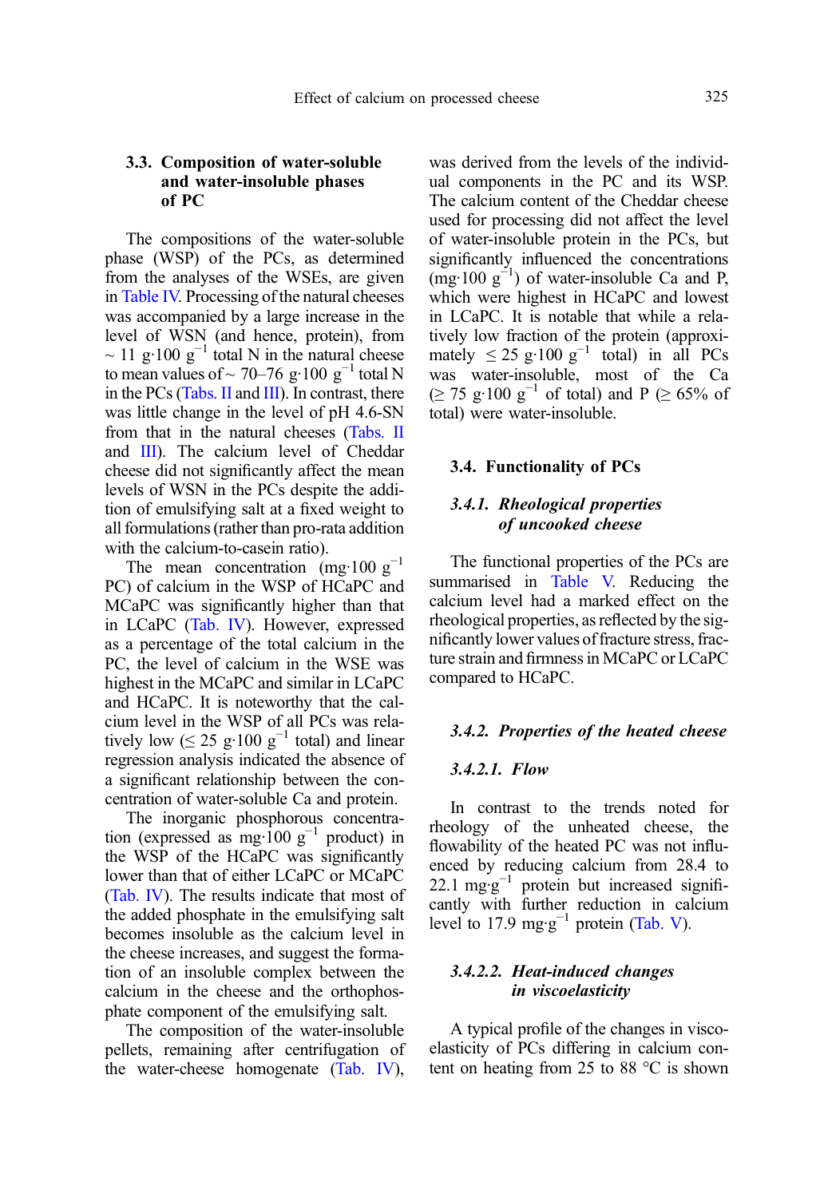### 3.3. Composition of water-soluble and water-insoluble phases of PC

The compositions of the water-soluble phase (WSP) of the PCs, as determined from the analyses of the WSEs, are given in Table IV. Processing of the natural cheeses was accompanied by a large increase in the level of WSN (and hence, protein), from ~ 11 $g \cdot 100\ g^{-1}$ total N in the natural cheese to mean values of ~ 70–76 $g \cdot 100\ g^{-1}$ total N in the PCs (Tabs. II and III). In contrast, there was little change in the level of pH 4.6-SN from that in the natural cheeses (Tabs. II and III). The calcium level of Cheddar cheese did not significantly affect the mean levels of WSN in the PCs despite the addition of emulsifying salt at a fixed weight to all formulations (rather than pro-rata addition with the calcium-to-casein ratio).

The mean concentration ($mg \cdot 100\ g^{-1}$ PC) of calcium in the WSP of HCaPC and MCaPC was significantly higher than that in LCaPC (Tab. IV). However, expressed as a percentage of the total calcium in the PC, the level of calcium in the WSE was highest in the MCaPC and similar in LCaPC and HCaPC. It is noteworthy that the calcium level in the WSP of all PCs was relatively low (≤ 25 $g \cdot 100\ g^{-1}$ total) and linear regression analysis indicated the absence of a significant relationship between the concentration of water-soluble Ca and protein.

The inorganic phosphorous concentration (expressed as $mg \cdot 100\ g^{-1}$ product) in the WSP of the HCaPC was significantly lower than that of either LCaPC or MCaPC (Tab. IV). The results indicate that most of the added phosphate in the emulsifying salt becomes insoluble as the calcium level in the cheese increases, and suggest the formation of an insoluble complex between the calcium in the cheese and the orthophosphate component of the emulsifying salt.

The composition of the water-insoluble pellets, remaining after centrifugation of the water-cheese homogenate (Tab. IV), was derived from the levels of the individual components in the PC and its WSP. The calcium content of the Cheddar cheese used for processing did not affect the level of water-insoluble protein in the PCs, but significantly influenced the concentrations ($mg \cdot 100\ g^{-1}$) of water-insoluble Ca and P, which were highest in HCaPC and lowest in LCaPC. It is notable that while a relatively low fraction of the protein (approximately ≤ 25 $g \cdot 100\ g^{-1}$ total) in all PCs was water-insoluble, most of the Ca (≥ 75 $g \cdot 100\ g^{-1}$ of total) and P (≥ 65% of total) were water-insoluble.

### 3.4. Functionality of PCs

#### *3.4.1. Rheological properties of uncooked cheese*

The functional properties of the PCs are summarised in Table V. Reducing the calcium level had a marked effect on the rheological properties, as reflected by the significantly lower values of fracture stress, fracture strain and firmness in MCaPC or LCaPC compared to HCaPC.

#### *3.4.2. Properties of the heated cheese*

##### *3.4.2.1. Flow*

In contrast to the trends noted for rheology of the unheated cheese, the flowability of the heated PC was not influenced by reducing calcium from 28.4 to 22.1 $mg \cdot g^{-1}$ protein but increased significantly with further reduction in calcium level to 17.9 $mg \cdot g^{-1}$ protein (Tab. V).

##### *3.4.2.2. Heat-induced changes in viscoelasticity*

A typical profile of the changes in viscoelasticity of PCs differing in calcium content on heating from 25 to 88 °C is shown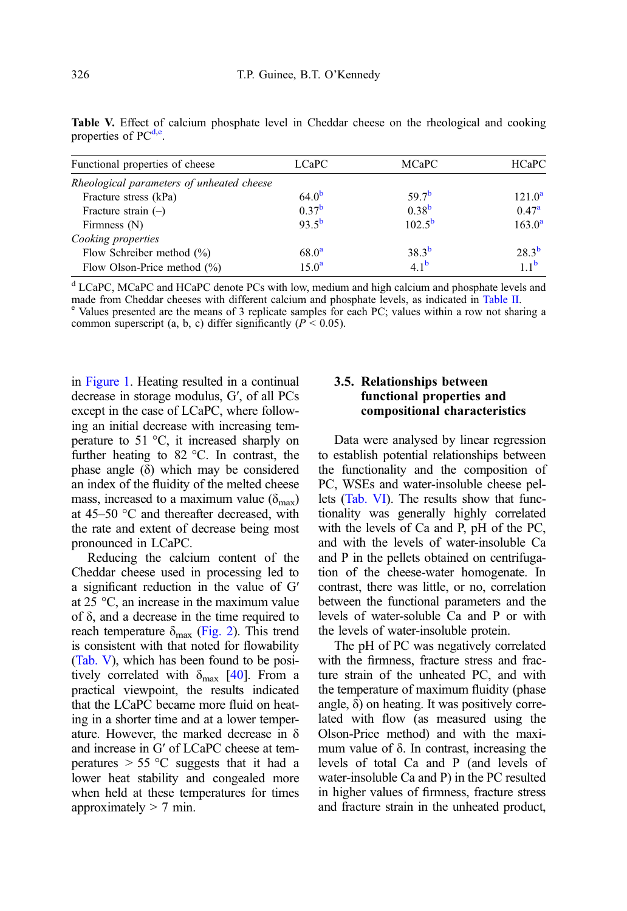**Table V.** Effect of calcium phosphate level in Cheddar cheese on the rheological and cooking properties of PC[d,e].

| Functional properties of cheese | LCaPC | MCaPC | HCaPC |
|---|---|---|---|
| *Rheological parameters of unheated cheese* | | | |
| Fracture stress (kPa) | 64.0[b] | 59.7[b] | 121.0[a] |
| Fracture strain (–) | 0.37[b] | 0.38[b] | 0.47[a] |
| Firmness (N) | 93.5[b] | 102.5[b] | 163.0[a] |
| *Cooking properties* | | | |
| Flow Schreiber method (%) | 68.0[a] | 38.3[b] | 28.3[b] |
| Flow Olson-Price method (%) | 15.0[a] | 4.1[b] | 1.1[b] |

[d] LCaPC, MCaPC and HCaPC denote PCs with low, medium and high calcium and phosphate levels and made from Cheddar cheeses with different calcium and phosphate levels, as indicated in Table II.
[e] Values presented are the means of 3 replicate samples for each PC; values within a row not sharing a common superscript (a, b, c) differ significantly ($P < 0.05$).

in Figure 1. Heating resulted in a continual decrease in storage modulus, G′, of all PCs except in the case of LCaPC, where following an initial decrease with increasing temperature to 51 °C, it increased sharply on further heating to 82 °C. In contrast, the phase angle (δ) which may be considered an index of the fluidity of the melted cheese mass, increased to a maximum value ($\delta_{max}$) at 45–50 °C and thereafter decreased, with the rate and extent of decrease being most pronounced in LCaPC.

Reducing the calcium content of the Cheddar cheese used in processing led to a significant reduction in the value of G′ at 25 °C, an increase in the maximum value of δ, and a decrease in the time required to reach temperature $\delta_{max}$ (Fig. 2). This trend is consistent with that noted for flowability (Tab. V), which has been found to be positively correlated with $\delta_{max}$ [40]. From a practical viewpoint, the results indicated that the LCaPC became more fluid on heating in a shorter time and at a lower temperature. However, the marked decrease in δ and increase in G′ of LCaPC cheese at temperatures > 55 °C suggests that it had a lower heat stability and congealed more when held at these temperatures for times approximately > 7 min.

### 3.5. Relationships between functional properties and compositional characteristics

Data were analysed by linear regression to establish potential relationships between the functionality and the composition of PC, WSEs and water-insoluble cheese pellets (Tab. VI). The results show that functionality was generally highly correlated with the levels of Ca and P, pH of the PC, and with the levels of water-insoluble Ca and P in the pellets obtained on centrifugation of the cheese-water homogenate. In contrast, there was little, or no, correlation between the functional parameters and the levels of water-soluble Ca and P or with the levels of water-insoluble protein.

The pH of PC was negatively correlated with the firmness, fracture stress and fracture strain of the unheated PC, and with the temperature of maximum fluidity (phase angle, δ) on heating. It was positively correlated with flow (as measured using the Olson-Price method) and with the maximum value of δ. In contrast, increasing the levels of total Ca and P (and levels of water-insoluble Ca and P) in the PC resulted in higher values of firmness, fracture stress and fracture strain in the unheated product,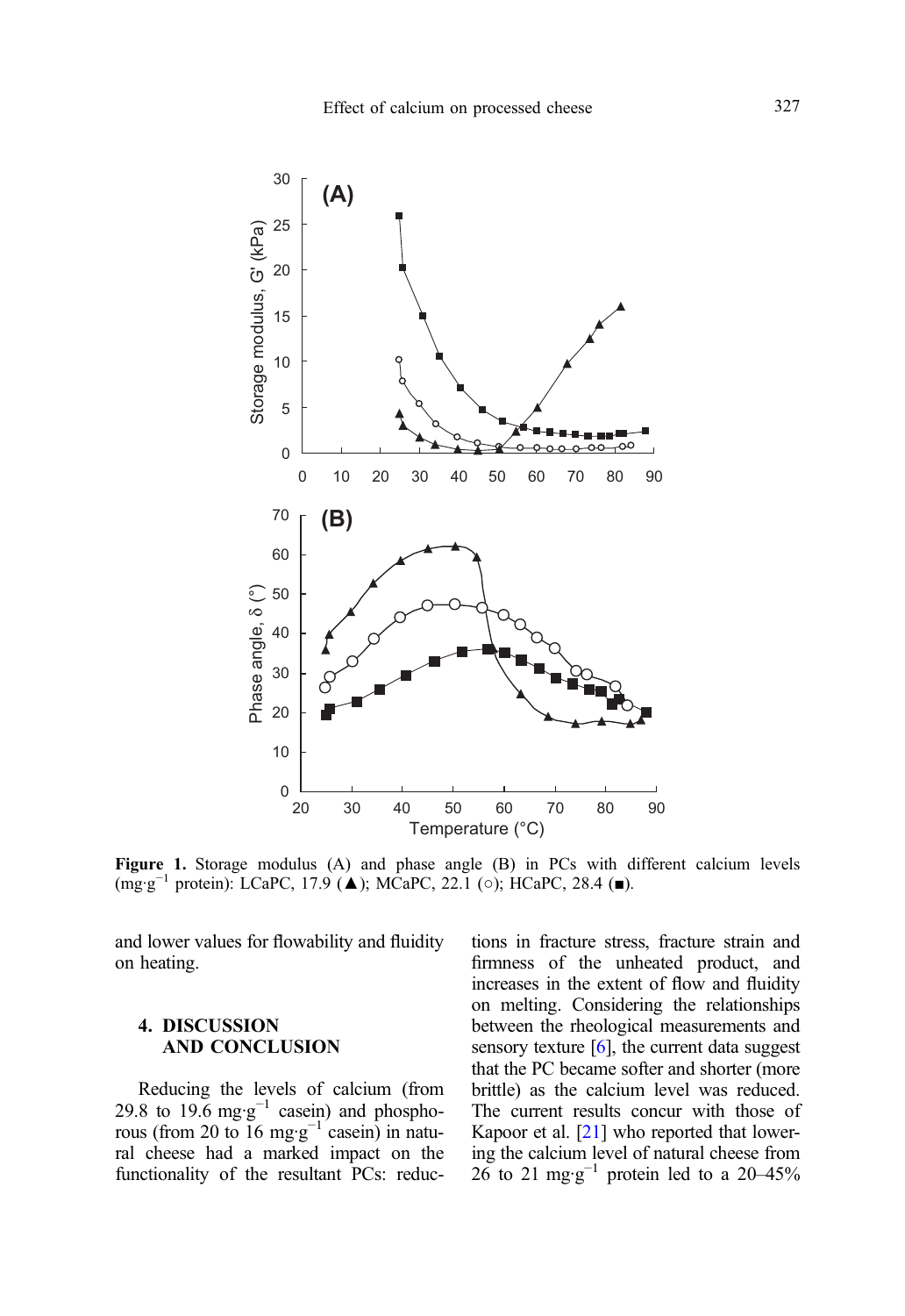Figure 1. Storage modulus (A) and phase angle (B) in PCs with different calcium levels ($mg \cdot g^{-1}$ protein): LCaPC, 17.9 (▲); MCaPC, 22.1 (○); HCaPC, 28.4 (■).

and lower values for flowability and fluidity on heating.

## 4. DISCUSSION AND CONCLUSION

Reducing the levels of calcium (from 29.8 to 19.6 $mg \cdot g^{-1}$ casein) and phosphorous (from 20 to 16 $mg \cdot g^{-1}$ casein) in natural cheese had a marked impact on the functionality of the resultant PCs: reductions in fracture stress, fracture strain and firmness of the unheated product, and increases in the extent of flow and fluidity on melting. Considering the relationships between the rheological measurements and sensory texture [6], the current data suggest that the PC became softer and shorter (more brittle) as the calcium level was reduced. The current results concur with those of Kapoor et al. [21] who reported that lowering the calcium level of natural cheese from 26 to 21 $mg \cdot g^{-1}$ protein led to a 20–45%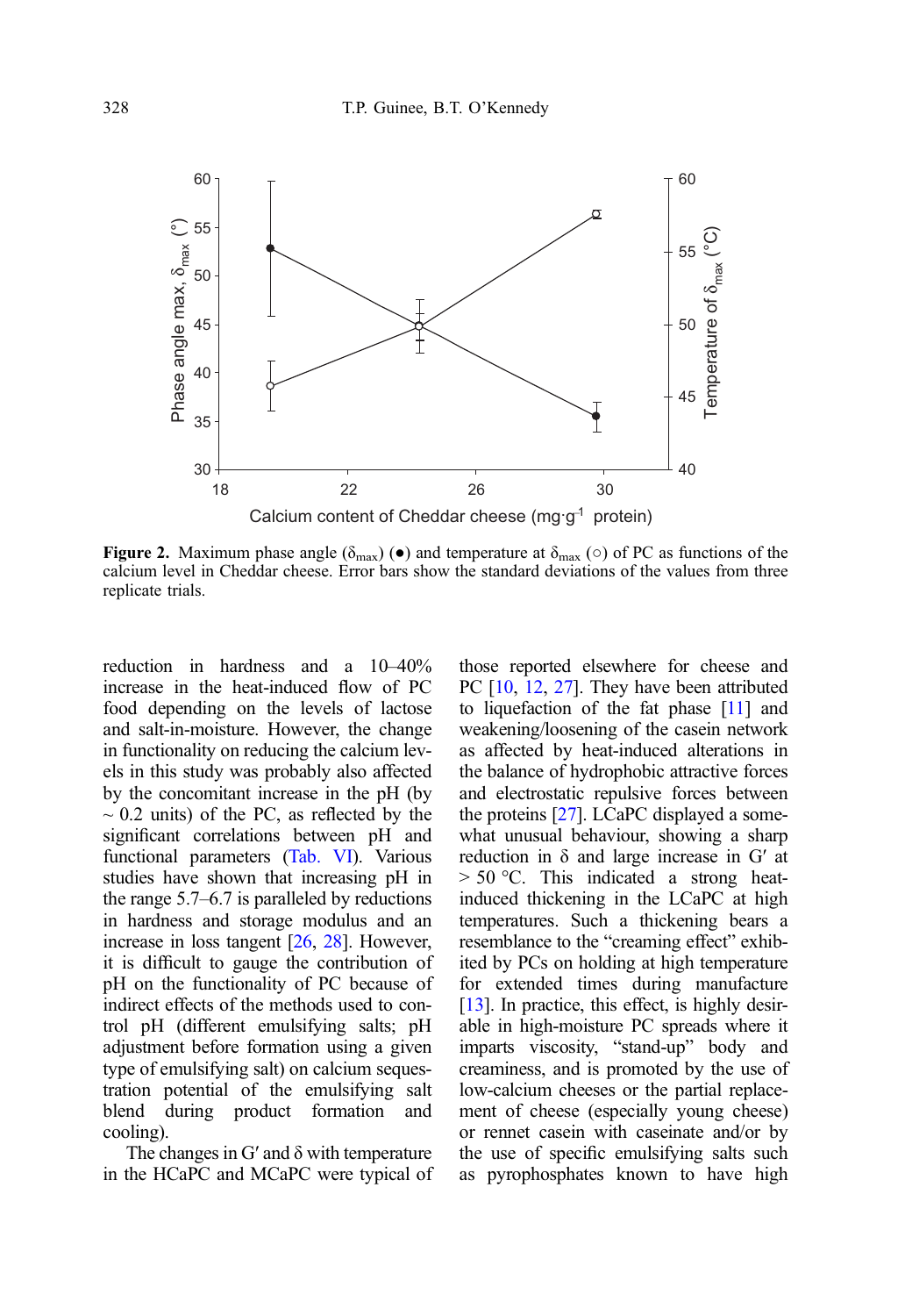Figure 2. Maximum phase angle ($\delta_{max}$) (●) and temperature at $\delta_{max}$ (○) of PC as functions of the calcium level in Cheddar cheese. Error bars show the standard deviations of the values from three replicate trials.

reduction in hardness and a 10–40% increase in the heat-induced flow of PC food depending on the levels of lactose and salt-in-moisture. However, the change in functionality on reducing the calcium levels in this study was probably also affected by the concomitant increase in the pH (by ~ 0.2 units) of the PC, as reflected by the significant correlations between pH and functional parameters (Tab. VI). Various studies have shown that increasing pH in the range 5.7–6.7 is paralleled by reductions in hardness and storage modulus and an increase in loss tangent [26, 28]. However, it is difficult to gauge the contribution of pH on the functionality of PC because of indirect effects of the methods used to control pH (different emulsifying salts; pH adjustment before formation using a given type of emulsifying salt) on calcium sequestration potential of the emulsifying salt blend during product formation and cooling).

The changes in G′ and δ with temperature in the HCaPC and MCaPC were typical of those reported elsewhere for cheese and PC [10, 12, 27]. They have been attributed to liquefaction of the fat phase [11] and weakening/loosening of the casein network as affected by heat-induced alterations in the balance of hydrophobic attractive forces and electrostatic repulsive forces between the proteins [27]. LCaPC displayed a somewhat unusual behaviour, showing a sharp reduction in δ and large increase in G′ at > 50 °C. This indicated a strong heat-induced thickening in the LCaPC at high temperatures. Such a thickening bears a resemblance to the "creaming effect" exhibited by PCs on holding at high temperature for extended times during manufacture [13]. In practice, this effect, is highly desirable in high-moisture PC spreads where it imparts viscosity, "stand-up" body and creaminess, and is promoted by the use of low-calcium cheeses or the partial replacement of cheese (especially young cheese) or rennet casein with caseinate and/or by the use of specific emulsifying salts such as pyrophosphates known to have high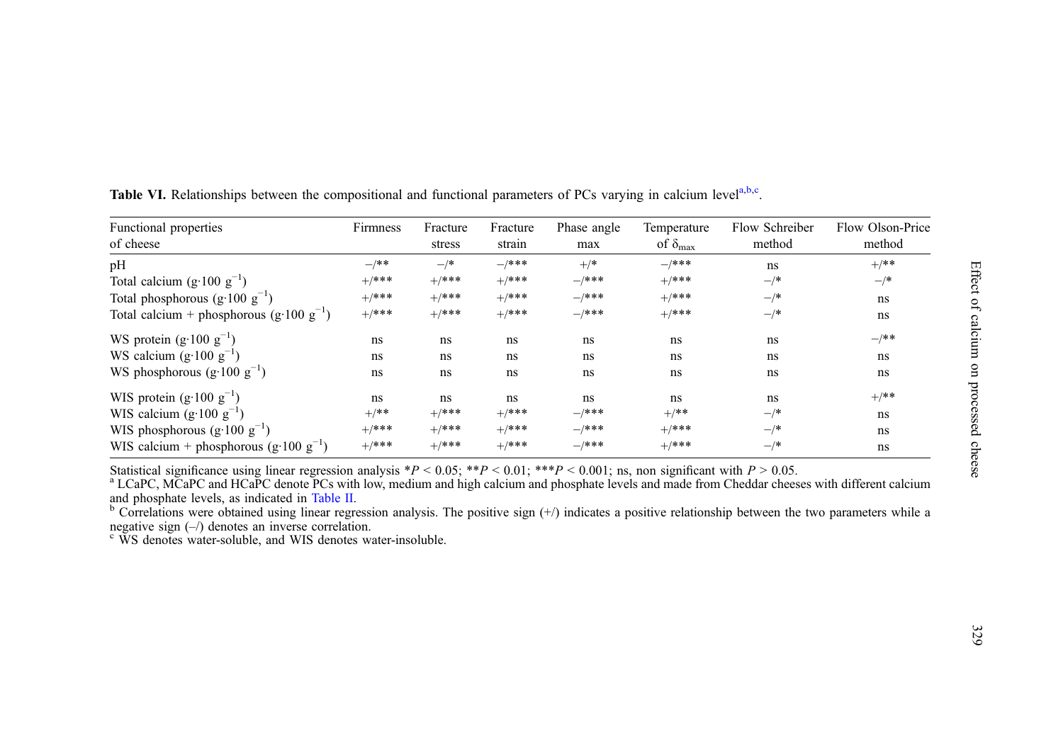**Table VI.** Relationships between the compositional and functional parameters of PCs varying in calcium level[a,b,c].

| Functional properties of cheese | Firmness | Fracture stress | Fracture strain | Phase angle max | Temperature of $\delta_{max}$ | Flow Schreiber method | Flow Olson-Price method |
|---|---|---|---|---|---|---|---|
| pH | –/** | –/* | –/*** | +/* | –/*** | ns | +/** |
| Total calcium ($g \cdot 100\ g^{-1}$) | +/*** | +/*** | +/*** | –/*** | +/*** | –/* | –/* |
| Total phosphorous ($g \cdot 100\ g^{-1}$) | +/*** | +/*** | +/*** | –/*** | +/*** | –/* | ns |
| Total calcium + phosphorous ($g \cdot 100\ g^{-1}$) | +/*** | +/*** | +/*** | –/*** | +/*** | –/* | ns |
| WS protein ($g \cdot 100\ g^{-1}$) | ns | ns | ns | ns | ns | ns | –/** |
| WS calcium ($g \cdot 100\ g^{-1}$) | ns | ns | ns | ns | ns | ns | ns |
| WS phosphorous ($g \cdot 100\ g^{-1}$) | ns | ns | ns | ns | ns | ns | ns |
| WIS protein ($g \cdot 100\ g^{-1}$) | ns | ns | ns | ns | ns | ns | +/** |
| WIS calcium ($g \cdot 100\ g^{-1}$) | +/** | +/*** | +/*** | –/*** | +/** | –/* | ns |
| WIS phosphorous ($g \cdot 100\ g^{-1}$) | +/*** | +/*** | +/*** | –/*** | +/*** | –/* | ns |
| WIS calcium + phosphorous ($g \cdot 100\ g^{-1}$) | +/*** | +/*** | +/*** | –/*** | +/*** | –/* | ns |

Statistical significance using linear regression analysis *$P < 0.05$; **$P < 0.01$; ***$P < 0.001$; ns, non significant with $P > 0.05$.

[a] LCaPC, MCaPC and HCaPC denote PCs with low, medium and high calcium and phosphate levels and made from Cheddar cheeses with different calcium and phosphate levels, as indicated in Table II.

[b] Correlations were obtained using linear regression analysis. The positive sign (+/) indicates a positive relationship between the two parameters while a negative sign (–/) denotes an inverse correlation.

[c] WS denotes water-soluble, and WIS denotes water-insoluble.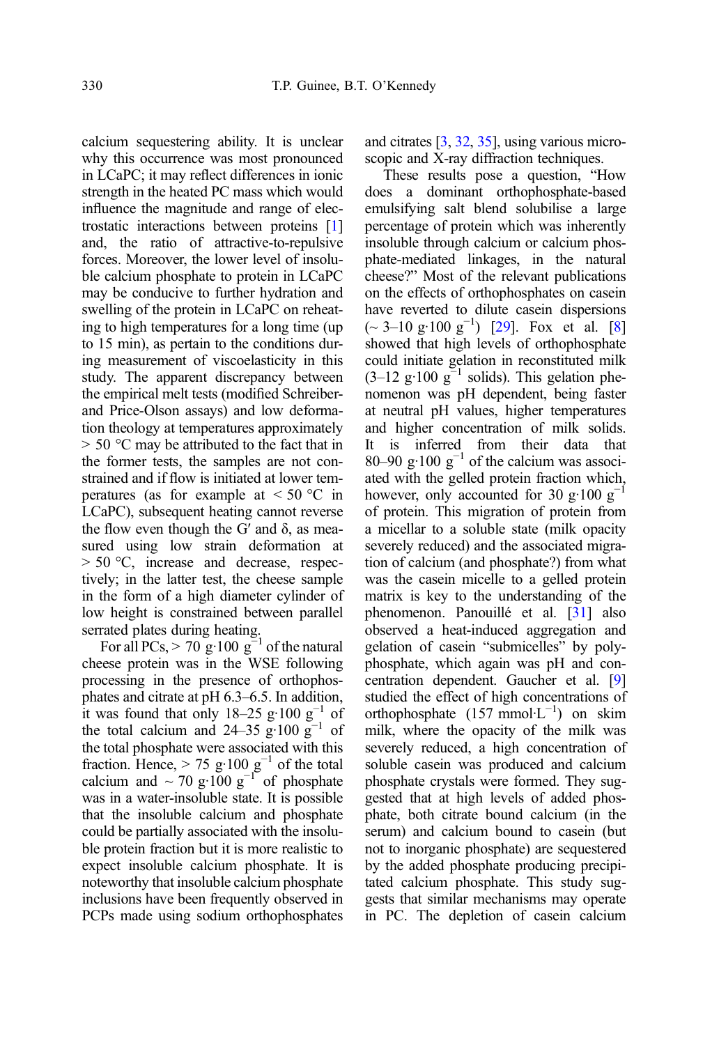calcium sequestering ability. It is unclear why this occurrence was most pronounced in LCaPC; it may reflect differences in ionic strength in the heated PC mass which would influence the magnitude and range of electrostatic interactions between proteins [1] and, the ratio of attractive-to-repulsive forces. Moreover, the lower level of insoluble calcium phosphate to protein in LCaPC may be conducive to further hydration and swelling of the protein in LCaPC on reheating to high temperatures for a long time (up to 15 min), as pertain to the conditions during measurement of viscoelasticity in this study. The apparent discrepancy between the empirical melt tests (modified Schreiber- and Price-Olson assays) and low deformation theology at temperatures approximately > 50 °C may be attributed to the fact that in the former tests, the samples are not constrained and if flow is initiated at lower temperatures (as for example at < 50 °C in LCaPC), subsequent heating cannot reverse the flow even though the G′ and δ, as measured using low strain deformation at > 50 °C, increase and decrease, respectively; in the latter test, the cheese sample in the form of a high diameter cylinder of low height is constrained between parallel serrated plates during heating.

For all PCs, > 70 g·100 $g^{-1}$ of the natural cheese protein was in the WSE following processing in the presence of orthophosphates and citrate at pH 6.3–6.5. In addition, it was found that only 18–25 g·100 $g^{-1}$ of the total calcium and 24–35 g·100 $g^{-1}$ of the total phosphate were associated with this fraction. Hence, > 75 g·100 $g^{-1}$ of the total calcium and ~ 70 g·100 $g^{-1}$ of phosphate was in a water-insoluble state. It is possible that the insoluble calcium and phosphate could be partially associated with the insoluble protein fraction but it is more realistic to expect insoluble calcium phosphate. It is noteworthy that insoluble calcium phosphate inclusions have been frequently observed in PCPs made using sodium orthophosphates and citrates [3, 32, 35], using various microscopic and X-ray diffraction techniques.

These results pose a question, "How does a dominant orthophosphate-based emulsifying salt blend solubilise a large percentage of protein which was inherently insoluble through calcium or calcium phosphate-mediated linkages, in the natural cheese?" Most of the relevant publications on the effects of orthophosphates on casein have reverted to dilute casein dispersions (~ 3–10 g·100 $g^{-1}$) [29]. Fox et al. [8] showed that high levels of orthophosphate could initiate gelation in reconstituted milk (3–12 g·100 $g^{-1}$ solids). This gelation phenomenon was pH dependent, being faster at neutral pH values, higher temperatures and higher concentration of milk solids. It is inferred from their data that 80–90 g·100 $g^{-1}$ of the calcium was associated with the gelled protein fraction which, however, only accounted for 30 g·100 $g^{-1}$ of protein. This migration of protein from a micellar to a soluble state (milk opacity severely reduced) and the associated migration of calcium (and phosphate?) from what was the casein micelle to a gelled protein matrix is key to the understanding of the phenomenon. Panouillé et al. [31] also observed a heat-induced aggregation and gelation of casein "submicelles" by polyphosphate, which again was pH and concentration dependent. Gaucher et al. [9] studied the effect of high concentrations of orthophosphate (157 mmol·$L^{-1}$) on skim milk, where the opacity of the milk was severely reduced, a high concentration of soluble casein was produced and calcium phosphate crystals were formed. They suggested that at high levels of added phosphate, both citrate bound calcium (in the serum) and calcium bound to casein (but not to inorganic phosphate) are sequestered by the added phosphate producing precipitated calcium phosphate. This study suggests that similar mechanisms may operate in PC. The depletion of casein calcium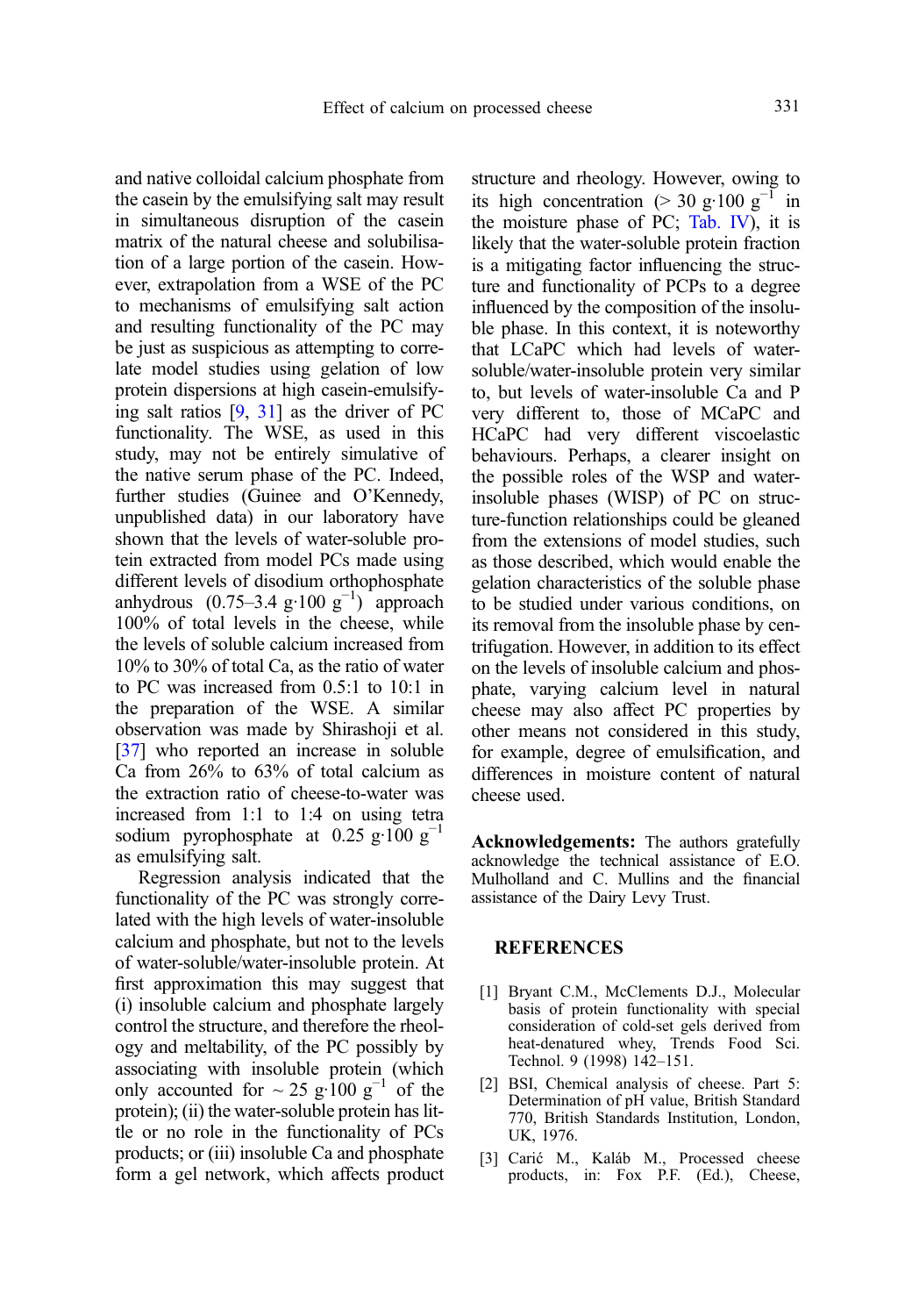and native colloidal calcium phosphate from the casein by the emulsifying salt may result in simultaneous disruption of the casein matrix of the natural cheese and solubilisation of a large portion of the casein. However, extrapolation from a WSE of the PC to mechanisms of emulsifying salt action and resulting functionality of the PC may be just as suspicious as attempting to correlate model studies using gelation of low protein dispersions at high casein-emulsifying salt ratios [9, 31] as the driver of PC functionality. The WSE, as used in this study, may not be entirely simulative of the native serum phase of the PC. Indeed, further studies (Guinee and O'Kennedy, unpublished data) in our laboratory have shown that the levels of water-soluble protein extracted from model PCs made using different levels of disodium orthophosphate anhydrous (0.75–3.4 $g \cdot 100\ g^{-1}$) approach 100% of total levels in the cheese, while the levels of soluble calcium increased from 10% to 30% of total Ca, as the ratio of water to PC was increased from 0.5:1 to 10:1 in the preparation of the WSE. A similar observation was made by Shirashoji et al. [37] who reported an increase in soluble Ca from 26% to 63% of total calcium as the extraction ratio of cheese-to-water was increased from 1:1 to 1:4 on using tetra sodium pyrophosphate at 0.25 $g \cdot 100\ g^{-1}$ as emulsifying salt.

Regression analysis indicated that the functionality of the PC was strongly correlated with the high levels of water-insoluble calcium and phosphate, but not to the levels of water-soluble/water-insoluble protein. At first approximation this may suggest that (i) insoluble calcium and phosphate largely control the structure, and therefore the rheology and meltability, of the PC possibly by associating with insoluble protein (which only accounted for ~ 25 $g \cdot 100\ g^{-1}$ of the protein); (ii) the water-soluble protein has little or no role in the functionality of PCs products; or (iii) insoluble Ca and phosphate form a gel network, which affects product structure and rheology. However, owing to its high concentration (> 30 $g \cdot 100\ g^{-1}$ in the moisture phase of PC; Tab. IV), it is likely that the water-soluble protein fraction is a mitigating factor influencing the structure and functionality of PCPs to a degree influenced by the composition of the insoluble phase. In this context, it is noteworthy that LCaPC which had levels of water-soluble/water-insoluble protein very similar to, but levels of water-insoluble Ca and P very different to, those of MCaPC and HCaPC had very different viscoelastic behaviours. Perhaps, a clearer insight on the possible roles of the WSP and water-insoluble phases (WISP) of PC on structure-function relationships could be gleaned from the extensions of model studies, such as those described, which would enable the gelation characteristics of the soluble phase to be studied under various conditions, on its removal from the insoluble phase by centrifugation. However, in addition to its effect on the levels of insoluble calcium and phosphate, varying calcium level in natural cheese may also affect PC properties by other means not considered in this study, for example, degree of emulsification, and differences in moisture content of natural cheese used.

**Acknowledgements:** The authors gratefully acknowledge the technical assistance of E.O. Mulholland and C. Mullins and the financial assistance of the Dairy Levy Trust.

## REFERENCES

[1] Bryant C.M., McClements D.J., Molecular basis of protein functionality with special consideration of cold-set gels derived from heat-denatured whey, Trends Food Sci. Technol. 9 (1998) 142–151.

[2] BSI, Chemical analysis of cheese. Part 5: Determination of pH value, British Standard 770, British Standards Institution, London, UK, 1976.

[3] Carić M., Kaláb M., Processed cheese products, in: Fox P.F. (Ed.), Cheese,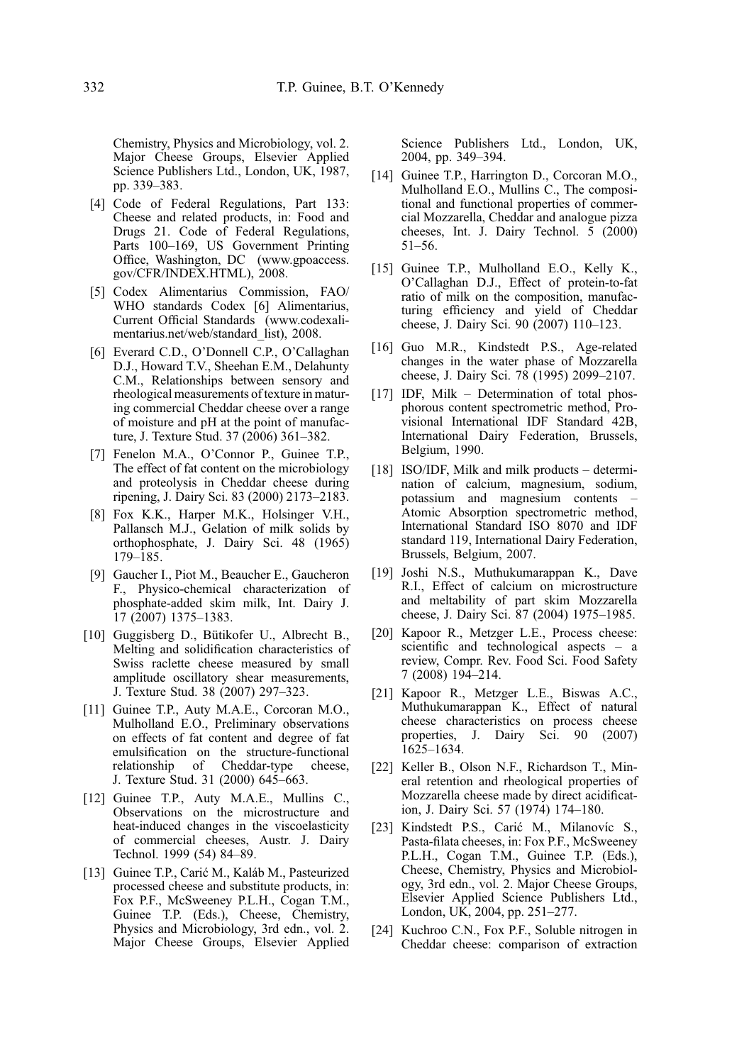Chemistry, Physics and Microbiology, vol. 2. Major Cheese Groups, Elsevier Applied Science Publishers Ltd., London, UK, 1987, pp. 339–383.

[4] Code of Federal Regulations, Part 133: Cheese and related products, in: Food and Drugs 21. Code of Federal Regulations, Parts 100–169, US Government Printing Office, Washington, DC (www.gpoaccess.gov/CFR/INDEX.HTML), 2008.

[5] Codex Alimentarius Commission, FAO/WHO standards Codex [6] Alimentarius, Current Official Standards (www.codexalimentarius.net/web/standard_list), 2008.

[6] Everard C.D., O'Donnell C.P., O'Callaghan D.J., Howard T.V., Sheehan E.M., Delahunty C.M., Relationships between sensory and rheological measurements of texture in maturing commercial Cheddar cheese over a range of moisture and pH at the point of manufacture, J. Texture Stud. 37 (2006) 361–382.

[7] Fenelon M.A., O'Connor P., Guinee T.P., The effect of fat content on the microbiology and proteolysis in Cheddar cheese during ripening, J. Dairy Sci. 83 (2000) 2173–2183.

[8] Fox K.K., Harper M.K., Holsinger V.H., Pallansch M.J., Gelation of milk solids by orthophosphate, J. Dairy Sci. 48 (1965) 179–185.

[9] Gaucher I., Piot M., Beaucher E., Gaucheron F., Physico-chemical characterization of phosphate-added skim milk, Int. Dairy J. 17 (2007) 1375–1383.

[10] Guggisberg D., Bütikofer U., Albrecht B., Melting and solidification characteristics of Swiss raclette cheese measured by small amplitude oscillatory shear measurements, J. Texture Stud. 38 (2007) 297–323.

[11] Guinee T.P., Auty M.A.E., Corcoran M.O., Mulholland E.O., Preliminary observations on effects of fat content and degree of fat emulsification on the structure-functional relationship of Cheddar-type cheese, J. Texture Stud. 31 (2000) 645–663.

[12] Guinee T.P., Auty M.A.E., Mullins C., Observations on the microstructure and heat-induced changes in the viscoelasticity of commercial cheeses, Austr. J. Dairy Technol. 1999 (54) 84–89.

[13] Guinee T.P., Carić M., Kaláb M., Pasteurized processed cheese and substitute products, in: Fox P.F., McSweeney P.L.H., Cogan T.M., Guinee T.P. (Eds.), Cheese, Chemistry, Physics and Microbiology, 3rd edn., vol. 2. Major Cheese Groups, Elsevier Applied Science Publishers Ltd., London, UK, 2004, pp. 349–394.

[14] Guinee T.P., Harrington D., Corcoran M.O., Mulholland E.O., Mullins C., The compositional and functional properties of commercial Mozzarella, Cheddar and analogue pizza cheeses, Int. J. Dairy Technol. 5 (2000) 51–56.

[15] Guinee T.P., Mulholland E.O., Kelly K., O'Callaghan D.J., Effect of protein-to-fat ratio of milk on the composition, manufacturing efficiency and yield of Cheddar cheese, J. Dairy Sci. 90 (2007) 110–123.

[16] Guo M.R., Kindstedt P.S., Age-related changes in the water phase of Mozzarella cheese, J. Dairy Sci. 78 (1995) 2099–2107.

[17] IDF, Milk – Determination of total phosphorous content spectrometric method, Provisional International IDF Standard 42B, International Dairy Federation, Brussels, Belgium, 1990.

[18] ISO/IDF, Milk and milk products – determination of calcium, magnesium, sodium, potassium and magnesium contents – Atomic Absorption spectrometric method, International Standard ISO 8070 and IDF standard 119, International Dairy Federation, Brussels, Belgium, 2007.

[19] Joshi N.S., Muthukumarappan K., Dave R.I., Effect of calcium on microstructure and meltability of part skim Mozzarella cheese, J. Dairy Sci. 87 (2004) 1975–1985.

[20] Kapoor R., Metzger L.E., Process cheese: scientific and technological aspects – a review, Compr. Rev. Food Sci. Food Safety 7 (2008) 194–214.

[21] Kapoor R., Metzger L.E., Biswas A.C., Muthukumarappan K., Effect of natural cheese characteristics on process cheese properties, J. Dairy Sci. 90 (2007) 1625–1634.

[22] Keller B., Olson N.F., Richardson T., Mineral retention and rheological properties of Mozzarella cheese made by direct acidification, J. Dairy Sci. 57 (1974) 174–180.

[23] Kindstedt P.S., Carić M., Milanovíc S., Pasta-filata cheeses, in: Fox P.F., McSweeney P.L.H., Cogan T.M., Guinee T.P. (Eds.), Cheese, Chemistry, Physics and Microbiology, 3rd edn., vol. 2. Major Cheese Groups, Elsevier Applied Science Publishers Ltd., London, UK, 2004, pp. 251–277.

[24] Kuchroo C.N., Fox P.F., Soluble nitrogen in Cheddar cheese: comparison of extraction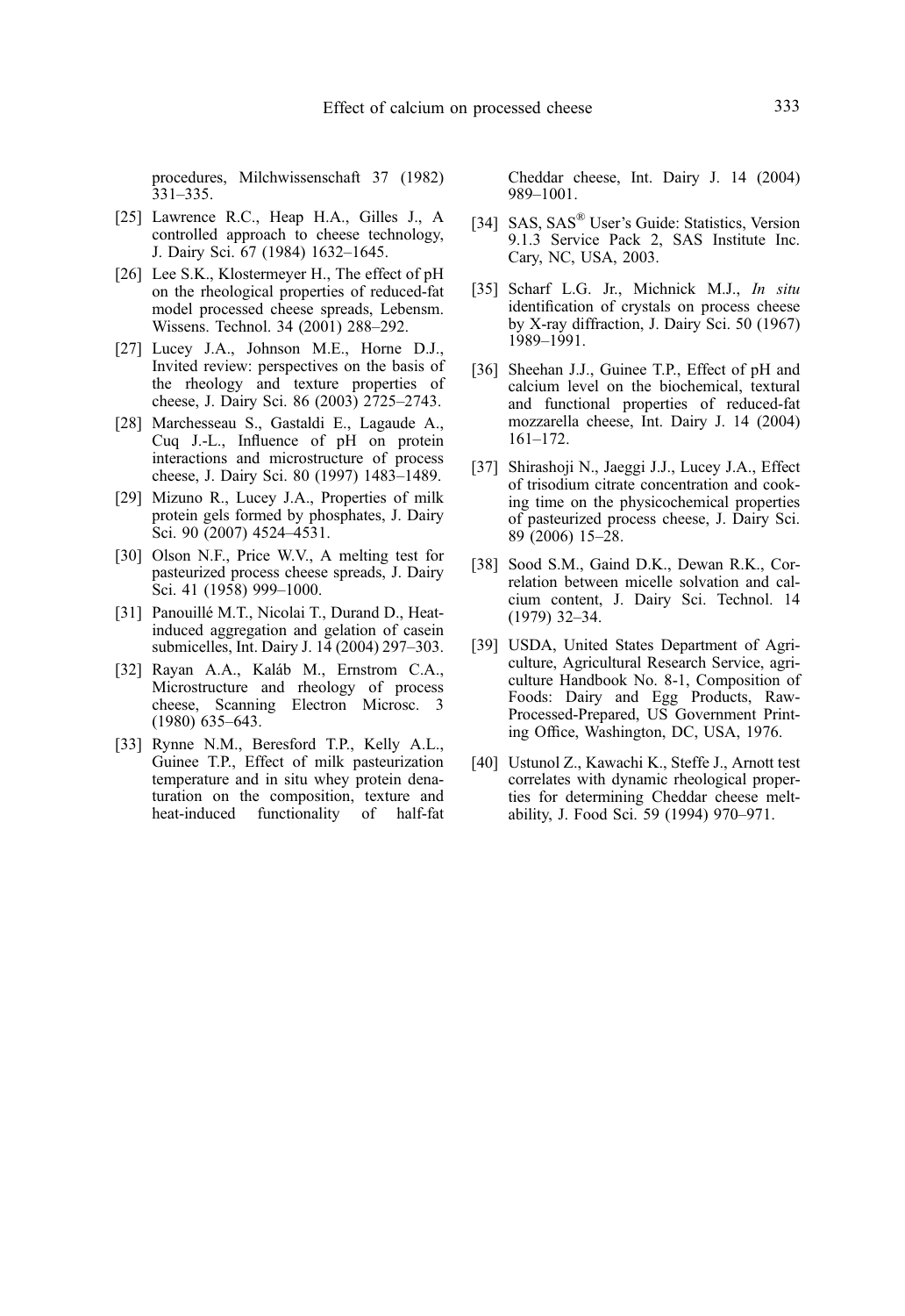procedures, Milchwissenschaft 37 (1982) 331–335.

[25] Lawrence R.C., Heap H.A., Gilles J., A controlled approach to cheese technology, J. Dairy Sci. 67 (1984) 1632–1645.

[26] Lee S.K., Klostermeyer H., The effect of pH on the rheological properties of reduced-fat model processed cheese spreads, Lebensm. Wissens. Technol. 34 (2001) 288–292.

[27] Lucey J.A., Johnson M.E., Horne D.J., Invited review: perspectives on the basis of the rheology and texture properties of cheese, J. Dairy Sci. 86 (2003) 2725–2743.

[28] Marchesseau S., Gastaldi E., Lagaude A., Cuq J.-L., Influence of pH on protein interactions and microstructure of process cheese, J. Dairy Sci. 80 (1997) 1483–1489.

[29] Mizuno R., Lucey J.A., Properties of milk protein gels formed by phosphates, J. Dairy Sci. 90 (2007) 4524–4531.

[30] Olson N.F., Price W.V., A melting test for pasteurized process cheese spreads, J. Dairy Sci. 41 (1958) 999–1000.

[31] Panouillé M.T., Nicolai T., Durand D., Heat-induced aggregation and gelation of casein submicelles, Int. Dairy J. 14 (2004) 297–303.

[32] Rayan A.A., Kaláb M., Ernstrom C.A., Microstructure and rheology of process cheese, Scanning Electron Microsc. 3 (1980) 635–643.

[33] Rynne N.M., Beresford T.P., Kelly A.L., Guinee T.P., Effect of milk pasteurization temperature and in situ whey protein denaturation on the composition, texture and heat-induced functionality of half-fat Cheddar cheese, Int. Dairy J. 14 (2004) 989–1001.

[34] SAS, SAS® User's Guide: Statistics, Version 9.1.3 Service Pack 2, SAS Institute Inc. Cary, NC, USA, 2003.

[35] Scharf L.G. Jr., Michnick M.J., *In situ* identification of crystals on process cheese by X-ray diffraction, J. Dairy Sci. 50 (1967) 1989–1991.

[36] Sheehan J.J., Guinee T.P., Effect of pH and calcium level on the biochemical, textural and functional properties of reduced-fat mozzarella cheese, Int. Dairy J. 14 (2004) 161–172.

[37] Shirashoji N., Jaeggi J.J., Lucey J.A., Effect of trisodium citrate concentration and cooking time on the physicochemical properties of pasteurized process cheese, J. Dairy Sci. 89 (2006) 15–28.

[38] Sood S.M., Gaind D.K., Dewan R.K., Correlation between micelle solvation and calcium content, J. Dairy Sci. Technol. 14 (1979) 32–34.

[39] USDA, United States Department of Agriculture, Agricultural Research Service, agriculture Handbook No. 8-1, Composition of Foods: Dairy and Egg Products, Raw-Processed-Prepared, US Government Printing Office, Washington, DC, USA, 1976.

[40] Ustunol Z., Kawachi K., Steffe J., Arnott test correlates with dynamic rheological properties for determining Cheddar cheese meltability, J. Food Sci. 59 (1994) 970–971.